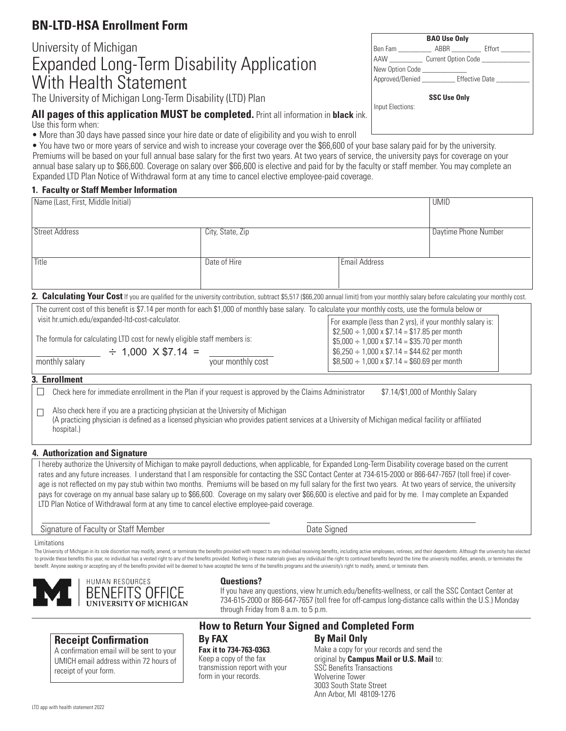# BN-LTD-HSA Enrollment Form

## University of Michigan
# Expanded Long-Term Disability Application With Health Statement

The University of Michigan Long-Term Disability (LTD) Plan

| BAO Use Only |
|---|
| Ben Fam __________ ABBR _________ Effort _________ |
| AAW __________ Current Option Code ______________ |
| New Option Code _____________ |
| Approved/Denied __________ Effective Date __________ |
| **SSC Use Only** |
| Input Elections: |

**All pages of this application MUST be completed.** Print all information in **black** ink.

Use this form when:

- More than 30 days have passed since your hire date or date of eligibility and you wish to enroll
- You have two or more years of service and wish to increase your coverage over the $66,600 of your base salary paid for by the university. Premiums will be based on your full annual base salary for the first two years. At two years of service, the university pays for coverage on your annual base salary up to $66,600. Coverage on salary over $66,600 is elective and paid for by the faculty or staff member. You may complete an Expanded LTD Plan Notice of Withdrawal form at any time to cancel elective employee-paid coverage.

### 1. Faculty or Staff Member Information

| Name (Last, First, Middle Initial) | | | UMID |
|---|---|---|---|
| Street Address | City, State, Zip | | Daytime Phone Number |
| Title | Date of Hire | Email Address | |

### 2. Calculating Your Cost

If you are qualified for the university contribution, subtract $5,517 ($66,200 annual limit) from your monthly salary before calculating your monthly cost.

The current cost of this benefit is $7.14 per month for each $1,000 of monthly base salary. To calculate your monthly costs, use the formula below or visit hr.umich.edu/expanded-ltd-cost-calculator.

The formula for calculating LTD cost for newly eligible staff members is:

____________ ÷ 1,000 X $7.14 = ____________

monthly salary ÷ 1,000 X $7.14 = your monthly cost

For example (less than 2 yrs), if your monthly salary is:

- $2,500 ÷ 1,000 x $7.14 = $17.85 per month
- $5,000 ÷ 1,000 x $7.14 = $35.70 per month
- $6,250 ÷ 1,000 x $7.14 = $44.62 per month
- $8,500 ÷ 1,000 x $7.14 = $60.69 per month

### 3. Enrollment

☐ Check here for immediate enrollment in the Plan if your request is approved by the Claims Administrator — $7.14/$1,000 of Monthly Salary

☐ Also check here if you are a practicing physician at the University of Michigan
(A practicing physician is defined as a licensed physician who provides patient services at a University of Michigan medical facility or affiliated hospital.)

### 4. Authorization and Signature

I hereby authorize the University of Michigan to make payroll deductions, when applicable, for Expanded Long-Term Disability coverage based on the current rates and any future increases. I understand that I am responsible for contacting the SSC Contact Center at 734-615-2000 or 866-647-7657 (toll free) if coverage is not reflected on my pay stub within two months. Premiums will be based on my full salary for the first two years. At two years of service, the university pays for coverage on my annual base salary up to $66,600. Coverage on my salary over $66,600 is elective and paid for by me. I may complete an Expanded LTD Plan Notice of Withdrawal form at any time to cancel elective employee-paid coverage.

______________________________ Signature of Faculty or Staff Member

______________________________ Date Signed

Limitations

The University of Michigan in its sole discretion may modify, amend, or terminate the benefits provided with respect to any individual receiving benefits, including active employees, retirees, and their dependents. Although the university has elected to provide these benefits this year, no individual has a vested right to any of the benefits provided. Nothing in these materials gives any individual the right to continued benefits beyond the time the university modifies, amends, or terminates the benefit. Anyone seeking or accepting any of the benefits provided will be deemed to have accepted the terms of the benefits programs and the university's right to modify, amend, or terminate them.

HUMAN RESOURCES BENEFITS OFFICE UNIVERSITY OF MICHIGAN

**Questions?**

If you have any questions, view hr.umich.edu/benefits-wellness, or call the SSC Contact Center at 734-615-2000 or 866-647-7657 (toll free for off-campus long-distance calls within the U.S.) Monday through Friday from 8 a.m. to 5 p.m.

## How to Return Your Signed and Completed Form

### Receipt Confirmation

A confirmation email will be sent to your UMICH email address within 72 hours of receipt of your form.

### By FAX

**Fax it to 734-763-0363**. Keep a copy of the fax transmission report with your form in your records.

### By Mail Only

Make a copy for your records and send the original by **Campus Mail or U.S. Mail** to:
SSC Benefits Transactions
Wolverine Tower
3003 South State Street
Ann Arbor, MI 48109-1276

LTD app with health statement 2022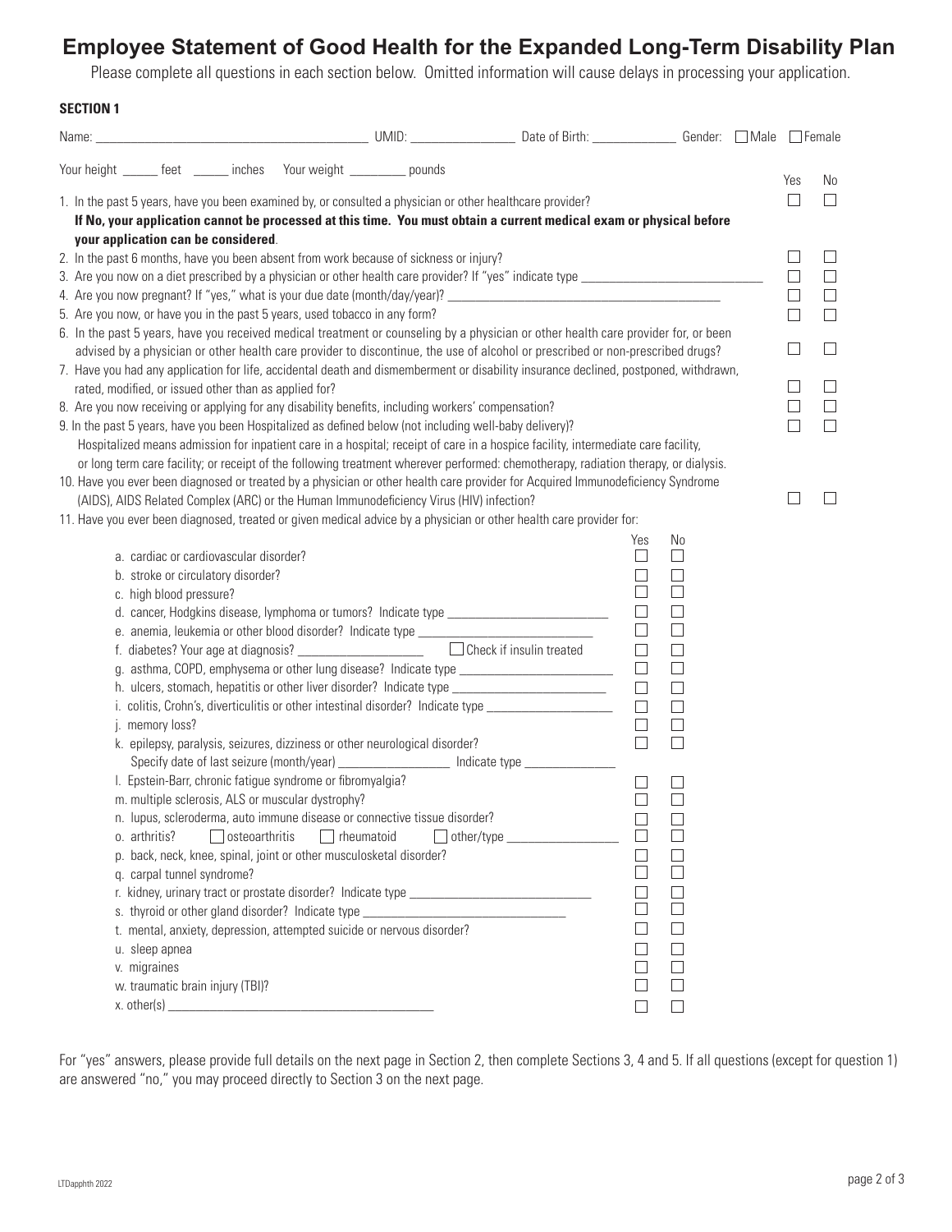# Employee Statement of Good Health for the Expanded Long-Term Disability Plan

Please complete all questions in each section below. Omitted information will cause delays in processing your application.

**SECTION 1**

Name: ______________________ UMID: ____________ Date of Birth: ____________ Gender: ☐ Male ☐ Female

Your height _____ feet _____ inches Your weight ________ pounds

| Question | Yes | No |
|---|---|---|
| 1. In the past 5 years, have you been examined by, or consulted a physician or other healthcare provider? **If No, your application cannot be processed at this time. You must obtain a current medical exam or physical before your application can be considered**. | ☐ | ☐ |
| 2. In the past 6 months, have you been absent from work because of sickness or injury? | ☐ | ☐ |
| 3. Are you now on a diet prescribed by a physician or other health care provider? If "yes" indicate type ____________ | ☐ | ☐ |
| 4. Are you now pregnant? If "yes," what is your due date (month/day/year)? ____________ | ☐ | ☐ |
| 5. Are you now, or have you in the past 5 years, used tobacco in any form? | ☐ | ☐ |
| 6. In the past 5 years, have you received medical treatment or counseling by a physician or other health care provider for, or been advised by a physician or other health care provider to discontinue, the use of alcohol or prescribed or non-prescribed drugs? | ☐ | ☐ |
| 7. Have you had any application for life, accidental death and dismemberment or disability insurance declined, postponed, withdrawn, rated, modified, or issued other than as applied for? | ☐ | ☐ |
| 8. Are you now receiving or applying for any disability benefits, including workers' compensation? | ☐ | ☐ |
| 9. In the past 5 years, have you been Hospitalized as defined below (not including well-baby delivery)? Hospitalized means admission for inpatient care in a hospital; receipt of care in a hospice facility, intermediate care facility, or long term care facility; or receipt of the following treatment wherever performed: chemotherapy, radiation therapy, or dialysis. | ☐ | ☐ |
| 10. Have you ever been diagnosed or treated by a physician or other health care provider for Acquired Immunodeficiency Syndrome (AIDS), AIDS Related Complex (ARC) or the Human Immunodeficiency Virus (HIV) infection? | ☐ | ☐ |

11. Have you ever been diagnosed, treated or given medical advice by a physician or other health care provider for:

| Condition | Yes | No |
|---|---|---|
| a. cardiac or cardiovascular disorder? | ☐ | ☐ |
| b. stroke or circulatory disorder? | ☐ | ☐ |
| c. high blood pressure? | ☐ | ☐ |
| d. cancer, Hodgkins disease, lymphoma or tumors? Indicate type ____________ | ☐ | ☐ |
| e. anemia, leukemia or other blood disorder? Indicate type ____________ | ☐ | ☐ |
| f. diabetes? Your age at diagnosis? ____________ ☐ Check if insulin treated | ☐ | ☐ |
| g. asthma, COPD, emphysema or other lung disease? Indicate type ____________ | ☐ | ☐ |
| h. ulcers, stomach, hepatitis or other liver disorder? Indicate type ____________ | ☐ | ☐ |
| i. colitis, Crohn's, diverticulitis or other intestinal disorder? Indicate type ____________ | ☐ | ☐ |
| j. memory loss? | ☐ | ☐ |
| k. epilepsy, paralysis, seizures, dizziness or other neurological disorder? Specify date of last seizure (month/year) ____________ Indicate type ____________ | ☐ | ☐ |
| l. Epstein-Barr, chronic fatigue syndrome or fibromyalgia? | ☐ | ☐ |
| m. multiple sclerosis, ALS or muscular dystrophy? | ☐ | ☐ |
| n. lupus, scleroderma, auto immune disease or connective tissue disorder? | ☐ | ☐ |
| o. arthritis? ☐ osteoarthritis ☐ rheumatoid ☐ other/type ____________ | ☐ | ☐ |
| p. back, neck, knee, spinal, joint or other musculoskeletal disorder? | ☐ | ☐ |
| q. carpal tunnel syndrome? | ☐ | ☐ |
| r. kidney, urinary tract or prostate disorder? Indicate type ____________ | ☐ | ☐ |
| s. thyroid or other gland disorder? Indicate type ____________ | ☐ | ☐ |
| t. mental, anxiety, depression, attempted suicide or nervous disorder? | ☐ | ☐ |
| u. sleep apnea | ☐ | ☐ |
| v. migraines | ☐ | ☐ |
| w. traumatic brain injury (TBI)? | ☐ | ☐ |
| x. other(s) ____________ | ☐ | ☐ |

For "yes" answers, please provide full details on the next page in Section 2, then complete Sections 3, 4 and 5. If all questions (except for question 1) are answered "no," you may proceed directly to Section 3 on the next page.

LTDapphth 2022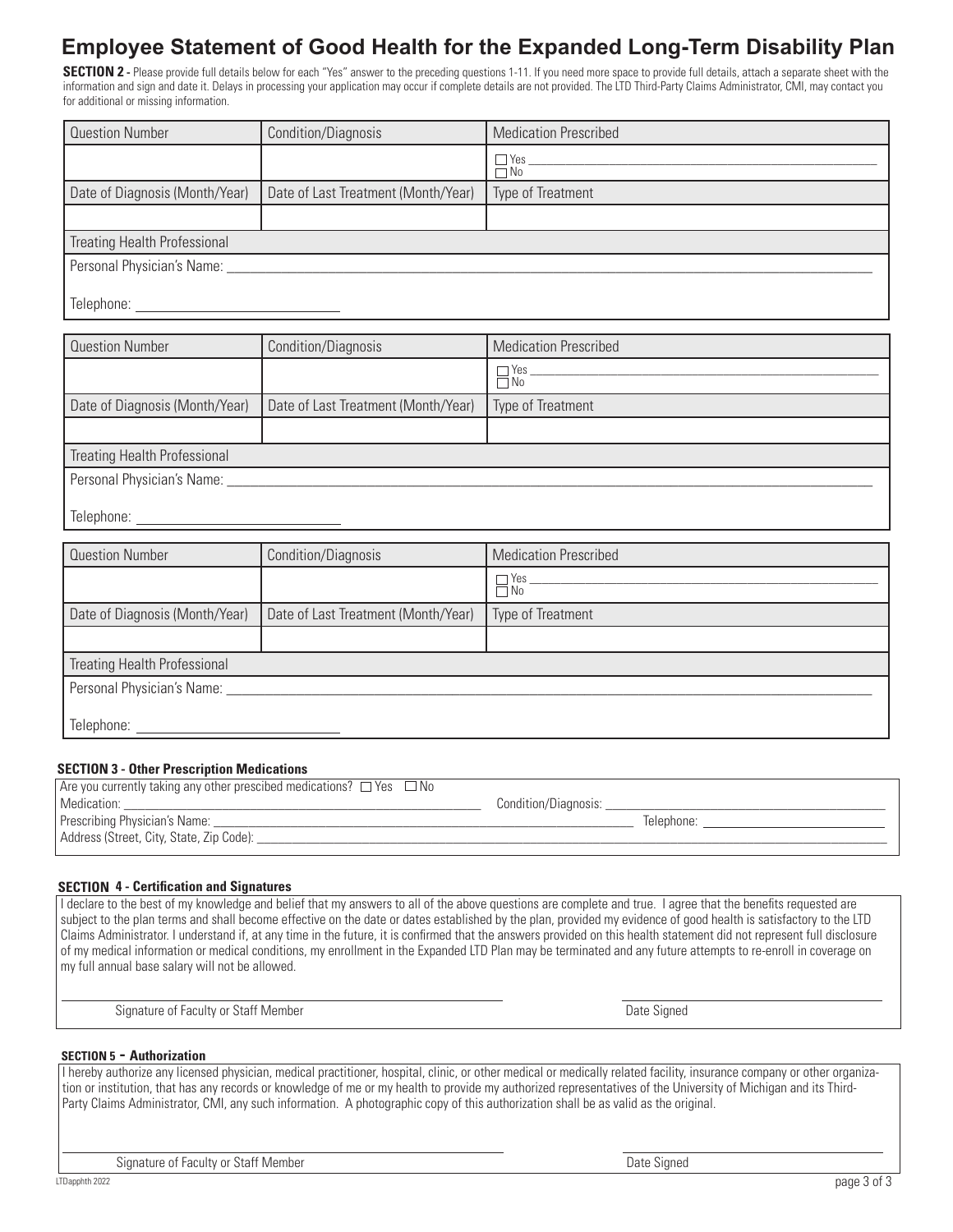# Employee Statement of Good Health for the Expanded Long-Term Disability Plan

**SECTION 2 -** Please provide full details below for each "Yes" answer to the preceding questions 1-11. If you need more space to provide full details, attach a separate sheet with the information and sign and date it. Delays in processing your application may occur if complete details are not provided. The LTD Third-Party Claims Administrator, CMI, may contact you for additional or missing information.

| Question Number | Condition/Diagnosis | Medication Prescribed |
| --- | --- | --- |
| | | ☐ Yes ______ ☐ No |
| Date of Diagnosis (Month/Year) | Date of Last Treatment (Month/Year) | Type of Treatment |
| | | |
| Treating Health Professional | | |
| Personal Physician's Name: ______ | | |
| Telephone: ______ | | |

| Question Number | Condition/Diagnosis | Medication Prescribed |
| --- | --- | --- |
| | | ☐ Yes ______ ☐ No |
| Date of Diagnosis (Month/Year) | Date of Last Treatment (Month/Year) | Type of Treatment |
| | | |
| Treating Health Professional | | |
| Personal Physician's Name: ______ | | |
| Telephone: ______ | | |

| Question Number | Condition/Diagnosis | Medication Prescribed |
| --- | --- | --- |
| | | ☐ Yes ______ ☐ No |
| Date of Diagnosis (Month/Year) | Date of Last Treatment (Month/Year) | Type of Treatment |
| | | |
| Treating Health Professional | | |
| Personal Physician's Name: ______ | | |
| Telephone: ______ | | |

**SECTION 3 - Other Prescription Medications**

Are you currently taking any other prescibed medications? ☐ Yes ☐ No

Medication: ______ Condition/Diagnosis: ______

Prescribing Physician's Name: ______ Telephone: ______

Address (Street, City, State, Zip Code): ______

**SECTION 4 - Certification and Signatures**

I declare to the best of my knowledge and belief that my answers to all of the above questions are complete and true. I agree that the benefits requested are subject to the plan terms and shall become effective on the date or dates established by the plan, provided my evidence of good health is satisfactory to the LTD Claims Administrator. I understand if, at any time in the future, it is confirmed that the answers provided on this health statement did not represent full disclosure of my medical information or medical conditions, my enrollment in the Expanded LTD Plan may be terminated and any future attempts to re-enroll in coverage on my full annual base salary will not be allowed.

______ Signature of Faculty or Staff Member ______ Date Signed

**SECTION 5 - Authorization**

I hereby authorize any licensed physician, medical practitioner, hospital, clinic, or other medical or medically related facility, insurance company or other organization or institution, that has any records or knowledge of me or my health to provide my authorized representatives of the University of Michigan and its Third-Party Claims Administrator, CMI, any such information. A photographic copy of this authorization shall be as valid as the original.

______ Signature of Faculty or Staff Member ______ Date Signed

LTDapphth 2022